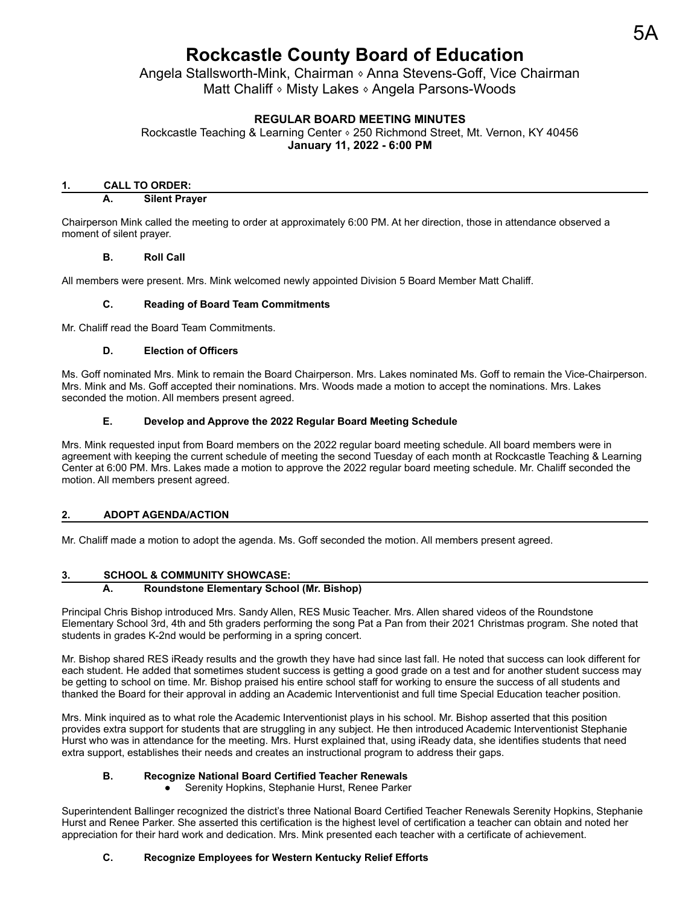# Rockcastle County Board of Education

Angela Stallsworth-Mink, Chairman ◊ Anna Stevens-Goff, Vice Chairman
Matt Chaliff ◊ Misty Lakes ◊ Angela Parsons-Woods

**REGULAR BOARD MEETING MINUTES**

Rockcastle Teaching & Learning Center ◊ 250 Richmond Street, Mt. Vernon, KY 40456

**January 11, 2022 - 6:00 PM**

## 1. CALL TO ORDER:

### A. Silent Prayer

Chairperson Mink called the meeting to order at approximately 6:00 PM. At her direction, those in attendance observed a moment of silent prayer.

### B. Roll Call

All members were present. Mrs. Mink welcomed newly appointed Division 5 Board Member Matt Chaliff.

### C. Reading of Board Team Commitments

Mr. Chaliff read the Board Team Commitments.

### D. Election of Officers

Ms. Goff nominated Mrs. Mink to remain the Board Chairperson. Mrs. Lakes nominated Ms. Goff to remain the Vice-Chairperson. Mrs. Mink and Ms. Goff accepted their nominations. Mrs. Woods made a motion to accept the nominations. Mrs. Lakes seconded the motion. All members present agreed.

### E. Develop and Approve the 2022 Regular Board Meeting Schedule

Mrs. Mink requested input from Board members on the 2022 regular board meeting schedule. All board members were in agreement with keeping the current schedule of meeting the second Tuesday of each month at Rockcastle Teaching & Learning Center at 6:00 PM. Mrs. Lakes made a motion to approve the 2022 regular board meeting schedule. Mr. Chaliff seconded the motion. All members present agreed.

## 2. ADOPT AGENDA/ACTION

Mr. Chaliff made a motion to adopt the agenda. Ms. Goff seconded the motion. All members present agreed.

## 3. SCHOOL & COMMUNITY SHOWCASE:

### A. Roundstone Elementary School (Mr. Bishop)

Principal Chris Bishop introduced Mrs. Sandy Allen, RES Music Teacher. Mrs. Allen shared videos of the Roundstone Elementary School 3rd, 4th and 5th graders performing the song Pat a Pan from their 2021 Christmas program. She noted that students in grades K-2nd would be performing in a spring concert.

Mr. Bishop shared RES iReady results and the growth they have had since last fall. He noted that success can look different for each student. He added that sometimes student success is getting a good grade on a test and for another student success may be getting to school on time. Mr. Bishop praised his entire school staff for working to ensure the success of all students and thanked the Board for their approval in adding an Academic Interventionist and full time Special Education teacher position.

Mrs. Mink inquired as to what role the Academic Interventionist plays in his school. Mr. Bishop asserted that this position provides extra support for students that are struggling in any subject. He then introduced Academic Interventionist Stephanie Hurst who was in attendance for the meeting. Mrs. Hurst explained that, using iReady data, she identifies students that need extra support, establishes their needs and creates an instructional program to address their gaps.

### B. Recognize National Board Certified Teacher Renewals

- Serenity Hopkins, Stephanie Hurst, Renee Parker

Superintendent Ballinger recognized the district's three National Board Certified Teacher Renewals Serenity Hopkins, Stephanie Hurst and Renee Parker. She asserted this certification is the highest level of certification a teacher can obtain and noted her appreciation for their hard work and dedication. Mrs. Mink presented each teacher with a certificate of achievement.

### C. Recognize Employees for Western Kentucky Relief Efforts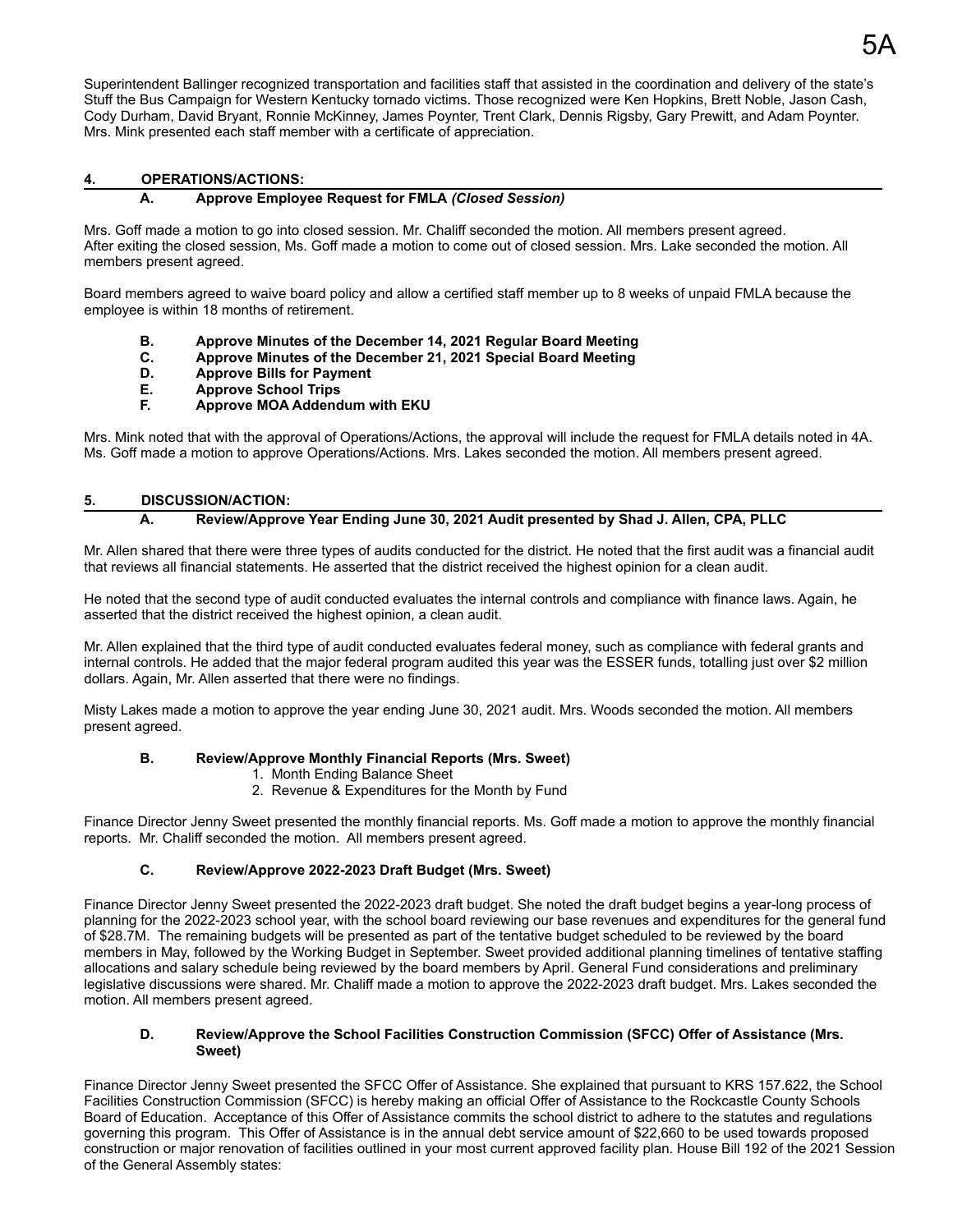Superintendent Ballinger recognized transportation and facilities staff that assisted in the coordination and delivery of the state's Stuff the Bus Campaign for Western Kentucky tornado victims. Those recognized were Ken Hopkins, Brett Noble, Jason Cash, Cody Durham, David Bryant, Ronnie McKinney, James Poynter, Trent Clark, Dennis Rigsby, Gary Prewitt, and Adam Poynter. Mrs. Mink presented each staff member with a certificate of appreciation.

## 4. OPERATIONS/ACTIONS:

### A. Approve Employee Request for FMLA *(Closed Session)*

Mrs. Goff made a motion to go into closed session. Mr. Chaliff seconded the motion. All members present agreed. After exiting the closed session, Ms. Goff made a motion to come out of closed session. Mrs. Lake seconded the motion. All members present agreed.

Board members agreed to waive board policy and allow a certified staff member up to 8 weeks of unpaid FMLA because the employee is within 18 months of retirement.

**B. Approve Minutes of the December 14, 2021 Regular Board Meeting**
**C. Approve Minutes of the December 21, 2021 Special Board Meeting**
**D. Approve Bills for Payment**
**E. Approve School Trips**
**F. Approve MOA Addendum with EKU**

Mrs. Mink noted that with the approval of Operations/Actions, the approval will include the request for FMLA details noted in 4A. Ms. Goff made a motion to approve Operations/Actions. Mrs. Lakes seconded the motion. All members present agreed.

## 5. DISCUSSION/ACTION:

### A. Review/Approve Year Ending June 30, 2021 Audit presented by Shad J. Allen, CPA, PLLC

Mr. Allen shared that there were three types of audits conducted for the district. He noted that the first audit was a financial audit that reviews all financial statements. He asserted that the district received the highest opinion for a clean audit.

He noted that the second type of audit conducted evaluates the internal controls and compliance with finance laws. Again, he asserted that the district received the highest opinion, a clean audit.

Mr. Allen explained that the third type of audit conducted evaluates federal money, such as compliance with federal grants and internal controls. He added that the major federal program audited this year was the ESSER funds, totalling just over $2 million dollars. Again, Mr. Allen asserted that there were no findings.

Misty Lakes made a motion to approve the year ending June 30, 2021 audit. Mrs. Woods seconded the motion. All members present agreed.

### B. Review/Approve Monthly Financial Reports (Mrs. Sweet)

1. Month Ending Balance Sheet
2. Revenue & Expenditures for the Month by Fund

Finance Director Jenny Sweet presented the monthly financial reports. Ms. Goff made a motion to approve the monthly financial reports. Mr. Chaliff seconded the motion. All members present agreed.

### C. Review/Approve 2022-2023 Draft Budget (Mrs. Sweet)

Finance Director Jenny Sweet presented the 2022-2023 draft budget. She noted the draft budget begins a year-long process of planning for the 2022-2023 school year, with the school board reviewing our base revenues and expenditures for the general fund of $28.7M. The remaining budgets will be presented as part of the tentative budget scheduled to be reviewed by the board members in May, followed by the Working Budget in September. Sweet provided additional planning timelines of tentative staffing allocations and salary schedule being reviewed by the board members by April. General Fund considerations and preliminary legislative discussions were shared. Mr. Chaliff made a motion to approve the 2022-2023 draft budget. Mrs. Lakes seconded the motion. All members present agreed.

### D. Review/Approve the School Facilities Construction Commission (SFCC) Offer of Assistance (Mrs. Sweet)

Finance Director Jenny Sweet presented the SFCC Offer of Assistance. She explained that pursuant to KRS 157.622, the School Facilities Construction Commission (SFCC) is hereby making an official Offer of Assistance to the Rockcastle County Schools Board of Education. Acceptance of this Offer of Assistance commits the school district to adhere to the statutes and regulations governing this program. This Offer of Assistance is in the annual debt service amount of $22,660 to be used towards proposed construction or major renovation of facilities outlined in your most current approved facility plan. House Bill 192 of the 2021 Session of the General Assembly states: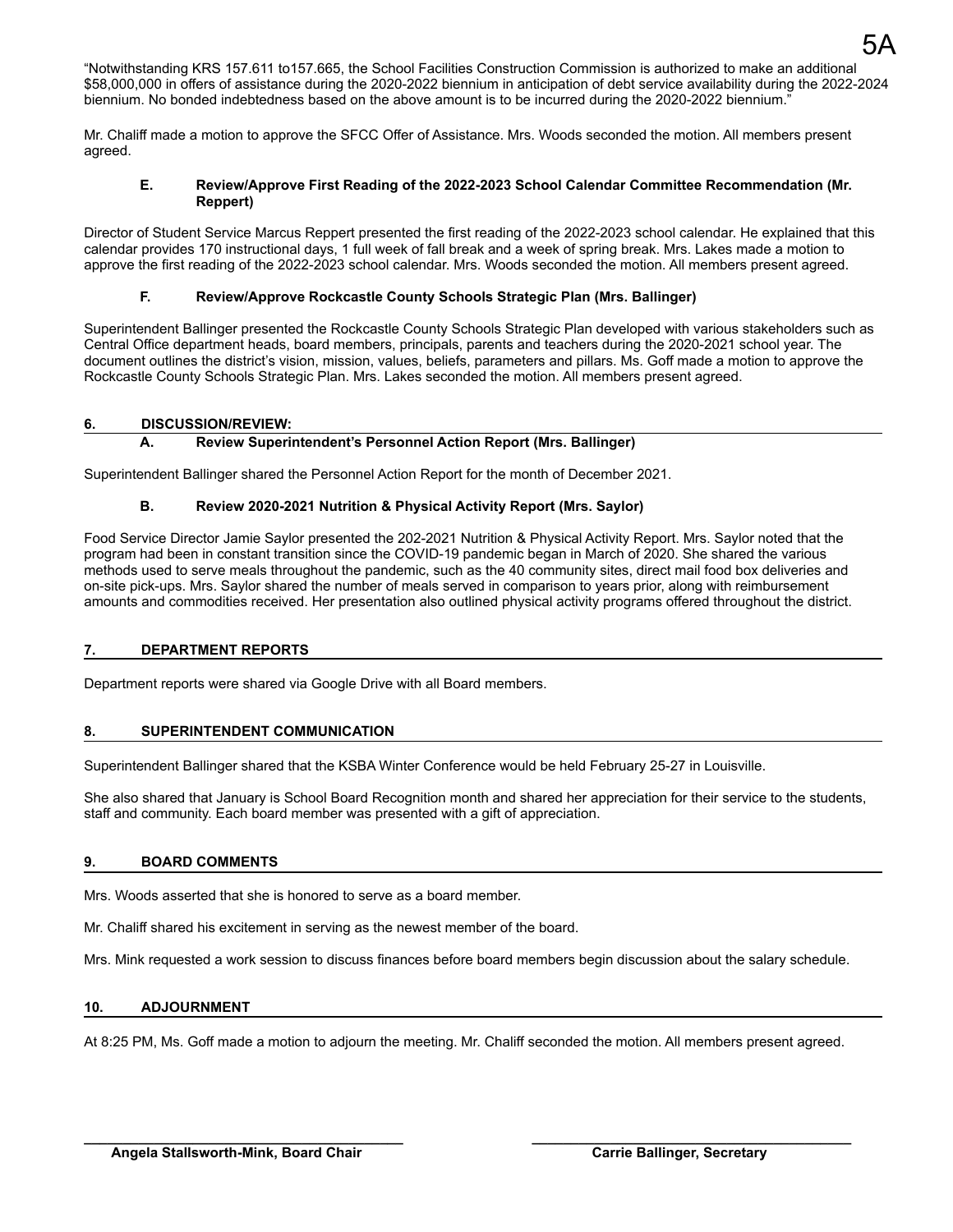"Notwithstanding KRS 157.611 to157.665, the School Facilities Construction Commission is authorized to make an additional $58,000,000 in offers of assistance during the 2020-2022 biennium in anticipation of debt service availability during the 2022-2024 biennium. No bonded indebtedness based on the above amount is to be incurred during the 2020-2022 biennium."

Mr. Chaliff made a motion to approve the SFCC Offer of Assistance. Mrs. Woods seconded the motion. All members present agreed.

**E. Review/Approve First Reading of the 2022-2023 School Calendar Committee Recommendation (Mr. Reppert)**

Director of Student Service Marcus Reppert presented the first reading of the 2022-2023 school calendar. He explained that this calendar provides 170 instructional days, 1 full week of fall break and a week of spring break. Mrs. Lakes made a motion to approve the first reading of the 2022-2023 school calendar. Mrs. Woods seconded the motion. All members present agreed.

**F. Review/Approve Rockcastle County Schools Strategic Plan (Mrs. Ballinger)**

Superintendent Ballinger presented the Rockcastle County Schools Strategic Plan developed with various stakeholders such as Central Office department heads, board members, principals, parents and teachers during the 2020-2021 school year. The document outlines the district's vision, mission, values, beliefs, parameters and pillars. Ms. Goff made a motion to approve the Rockcastle County Schools Strategic Plan. Mrs. Lakes seconded the motion. All members present agreed.

## 6. DISCUSSION/REVIEW:

**A. Review Superintendent's Personnel Action Report (Mrs. Ballinger)**

Superintendent Ballinger shared the Personnel Action Report for the month of December 2021.

**B. Review 2020-2021 Nutrition & Physical Activity Report (Mrs. Saylor)**

Food Service Director Jamie Saylor presented the 202-2021 Nutrition & Physical Activity Report. Mrs. Saylor noted that the program had been in constant transition since the COVID-19 pandemic began in March of 2020. She shared the various methods used to serve meals throughout the pandemic, such as the 40 community sites, direct mail food box deliveries and on-site pick-ups. Mrs. Saylor shared the number of meals served in comparison to years prior, along with reimbursement amounts and commodities received. Her presentation also outlined physical activity programs offered throughout the district.

## 7. DEPARTMENT REPORTS

Department reports were shared via Google Drive with all Board members.

## 8. SUPERINTENDENT COMMUNICATION

Superintendent Ballinger shared that the KSBA Winter Conference would be held February 25-27 in Louisville.

She also shared that January is School Board Recognition month and shared her appreciation for their service to the students, staff and community. Each board member was presented with a gift of appreciation.

## 9. BOARD COMMENTS

Mrs. Woods asserted that she is honored to serve as a board member.

Mr. Chaliff shared his excitement in serving as the newest member of the board.

Mrs. Mink requested a work session to discuss finances before board members begin discussion about the salary schedule.

## 10. ADJOURNMENT

At 8:25 PM, Ms. Goff made a motion to adjourn the meeting. Mr. Chaliff seconded the motion. All members present agreed.

______________________________ **Angela Stallsworth-Mink, Board Chair**

______________________________ **Carrie Ballinger, Secretary**